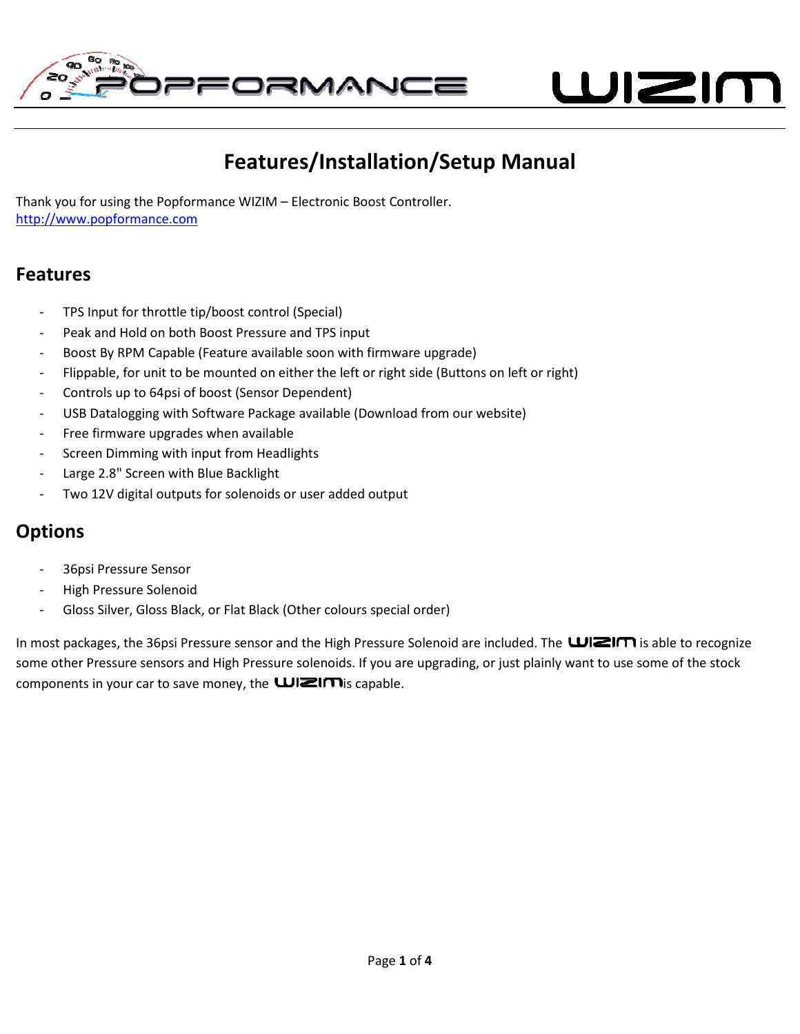# Features/Installation/Setup Manual

Thank you for using the Popformance WIZIM – Electronic Boost Controller.
http://www.popformance.com

## Features

- TPS Input for throttle tip/boost control (Special)
- Peak and Hold on both Boost Pressure and TPS input
- Boost By RPM Capable (Feature available soon with firmware upgrade)
- Flippable, for unit to be mounted on either the left or right side (Buttons on left or right)
- Controls up to 64psi of boost (Sensor Dependent)
- USB Datalogging with Software Package available (Download from our website)
- Free firmware upgrades when available
- Screen Dimming with input from Headlights
- Large 2.8" Screen with Blue Backlight
- Two 12V digital outputs for solenoids or user added output

## Options

- 36psi Pressure Sensor
- High Pressure Solenoid
- Gloss Silver, Gloss Black, or Flat Black (Other colours special order)

In most packages, the 36psi Pressure sensor and the High Pressure Solenoid are included. The WIZIM is able to recognize some other Pressure sensors and High Pressure solenoids. If you are upgrading, or just plainly want to use some of the stock components in your car to save money, the WIZIM is capable.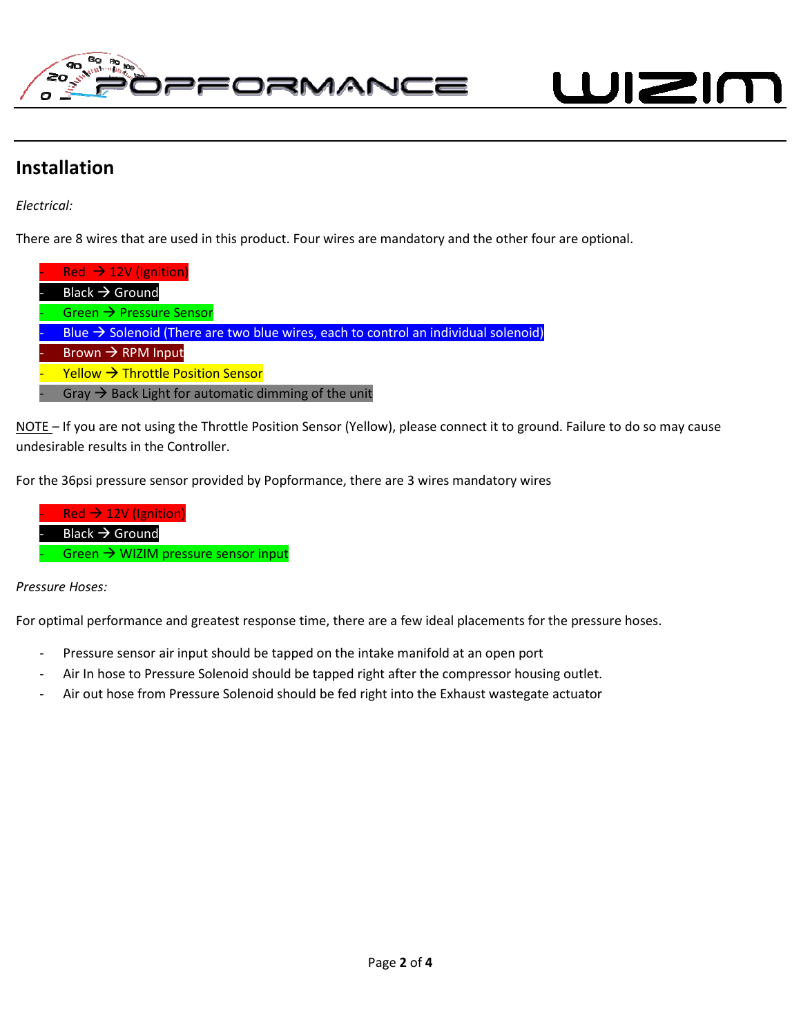## Installation

*Electrical:*

There are 8 wires that are used in this product. Four wires are mandatory and the other four are optional.

- Red → 12V (Ignition)
- Black → Ground
- Green → Pressure Sensor
- Blue → Solenoid (There are two blue wires, each to control an individual solenoid)
- Brown → RPM Input
- Yellow → Throttle Position Sensor
- Gray → Back Light for automatic dimming of the unit

NOTE – If you are not using the Throttle Position Sensor (Yellow), please connect it to ground. Failure to do so may cause undesirable results in the Controller.

For the 36psi pressure sensor provided by Popformance, there are 3 wires mandatory wires

- Red → 12V (Ignition)
- Black → Ground
- Green → WIZIM pressure sensor input

*Pressure Hoses:*

For optimal performance and greatest response time, there are a few ideal placements for the pressure hoses.

- Pressure sensor air input should be tapped on the intake manifold at an open port
- Air In hose to Pressure Solenoid should be tapped right after the compressor housing outlet.
- Air out hose from Pressure Solenoid should be fed right into the Exhaust wastegate actuator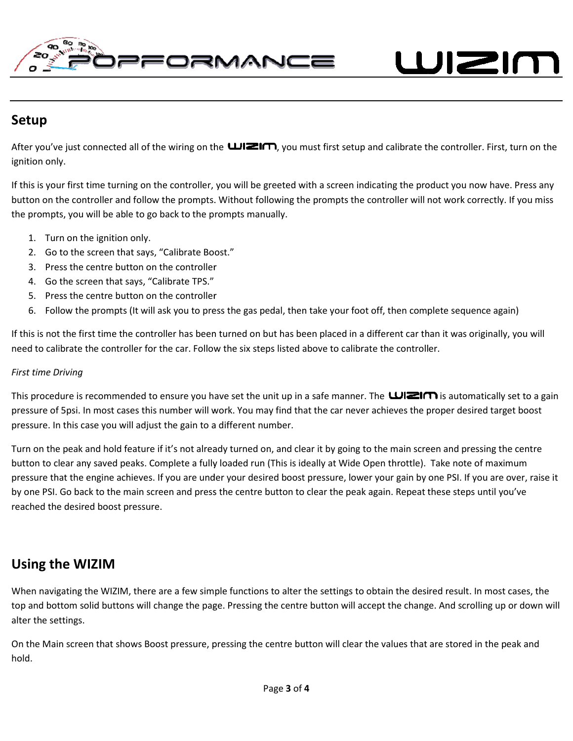## Setup

After you've just connected all of the wiring on the WIZIM, you must first setup and calibrate the controller. First, turn on the ignition only.

If this is your first time turning on the controller, you will be greeted with a screen indicating the product you now have. Press any button on the controller and follow the prompts. Without following the prompts the controller will not work correctly. If you miss the prompts, you will be able to go back to the prompts manually.

1. Turn on the ignition only.
2. Go to the screen that says, "Calibrate Boost."
3. Press the centre button on the controller
4. Go the screen that says, "Calibrate TPS."
5. Press the centre button on the controller
6. Follow the prompts (It will ask you to press the gas pedal, then take your foot off, then complete sequence again)

If this is not the first time the controller has been turned on but has been placed in a different car than it was originally, you will need to calibrate the controller for the car. Follow the six steps listed above to calibrate the controller.

*First time Driving*

This procedure is recommended to ensure you have set the unit up in a safe manner. The WIZIM is automatically set to a gain pressure of 5psi. In most cases this number will work. You may find that the car never achieves the proper desired target boost pressure. In this case you will adjust the gain to a different number.

Turn on the peak and hold feature if it's not already turned on, and clear it by going to the main screen and pressing the centre button to clear any saved peaks. Complete a fully loaded run (This is ideally at Wide Open throttle). Take note of maximum pressure that the engine achieves. If you are under your desired boost pressure, lower your gain by one PSI. If you are over, raise it by one PSI. Go back to the main screen and press the centre button to clear the peak again. Repeat these steps until you've reached the desired boost pressure.

## Using the WIZIM

When navigating the WIZIM, there are a few simple functions to alter the settings to obtain the desired result. In most cases, the top and bottom solid buttons will change the page. Pressing the centre button will accept the change. And scrolling up or down will alter the settings.

On the Main screen that shows Boost pressure, pressing the centre button will clear the values that are stored in the peak and hold.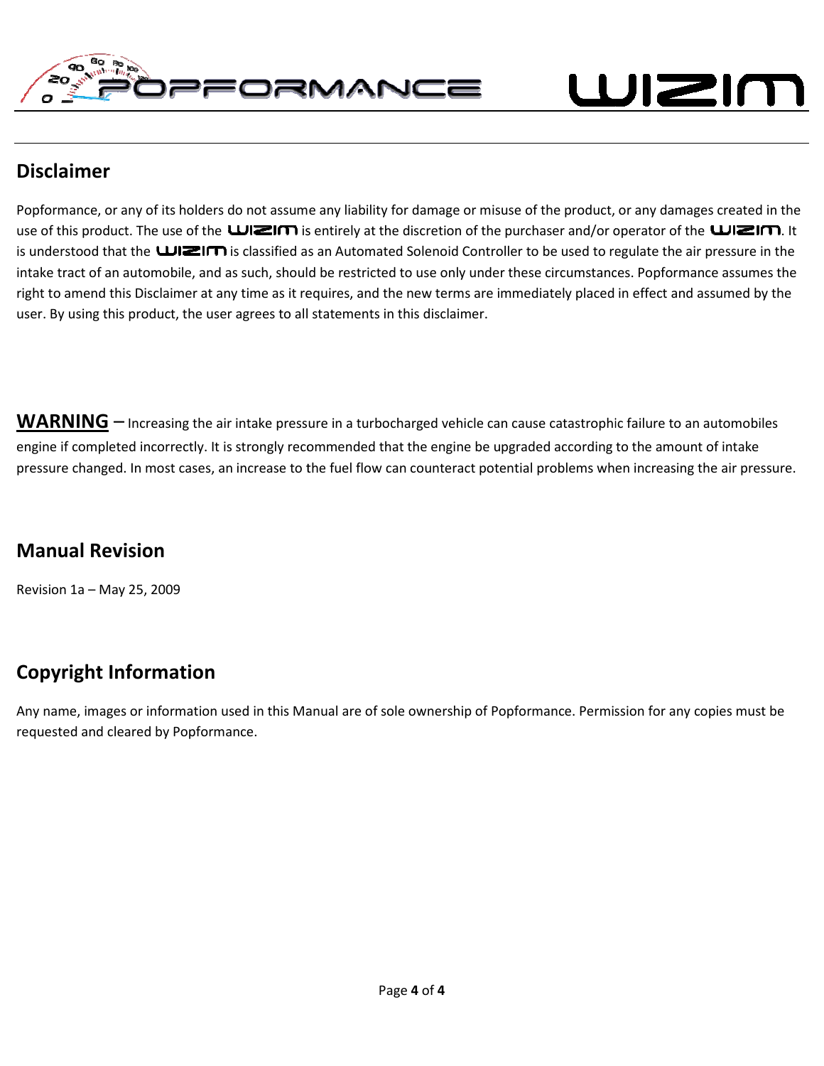## Disclaimer

Popformance, or any of its holders do not assume any liability for damage or misuse of the product, or any damages created in the use of this product. The use of the WIZIM is entirely at the discretion of the purchaser and/or operator of the WIZIM. It is understood that the WIZIM is classified as an Automated Solenoid Controller to be used to regulate the air pressure in the intake tract of an automobile, and as such, should be restricted to use only under these circumstances. Popformance assumes the right to amend this Disclaimer at any time as it requires, and the new terms are immediately placed in effect and assumed by the user. By using this product, the user agrees to all statements in this disclaimer.

**WARNING** – Increasing the air intake pressure in a turbocharged vehicle can cause catastrophic failure to an automobiles engine if completed incorrectly. It is strongly recommended that the engine be upgraded according to the amount of intake pressure changed. In most cases, an increase to the fuel flow can counteract potential problems when increasing the air pressure.

## Manual Revision

Revision 1a – May 25, 2009

## Copyright Information

Any name, images or information used in this Manual are of sole ownership of Popformance. Permission for any copies must be requested and cleared by Popformance.